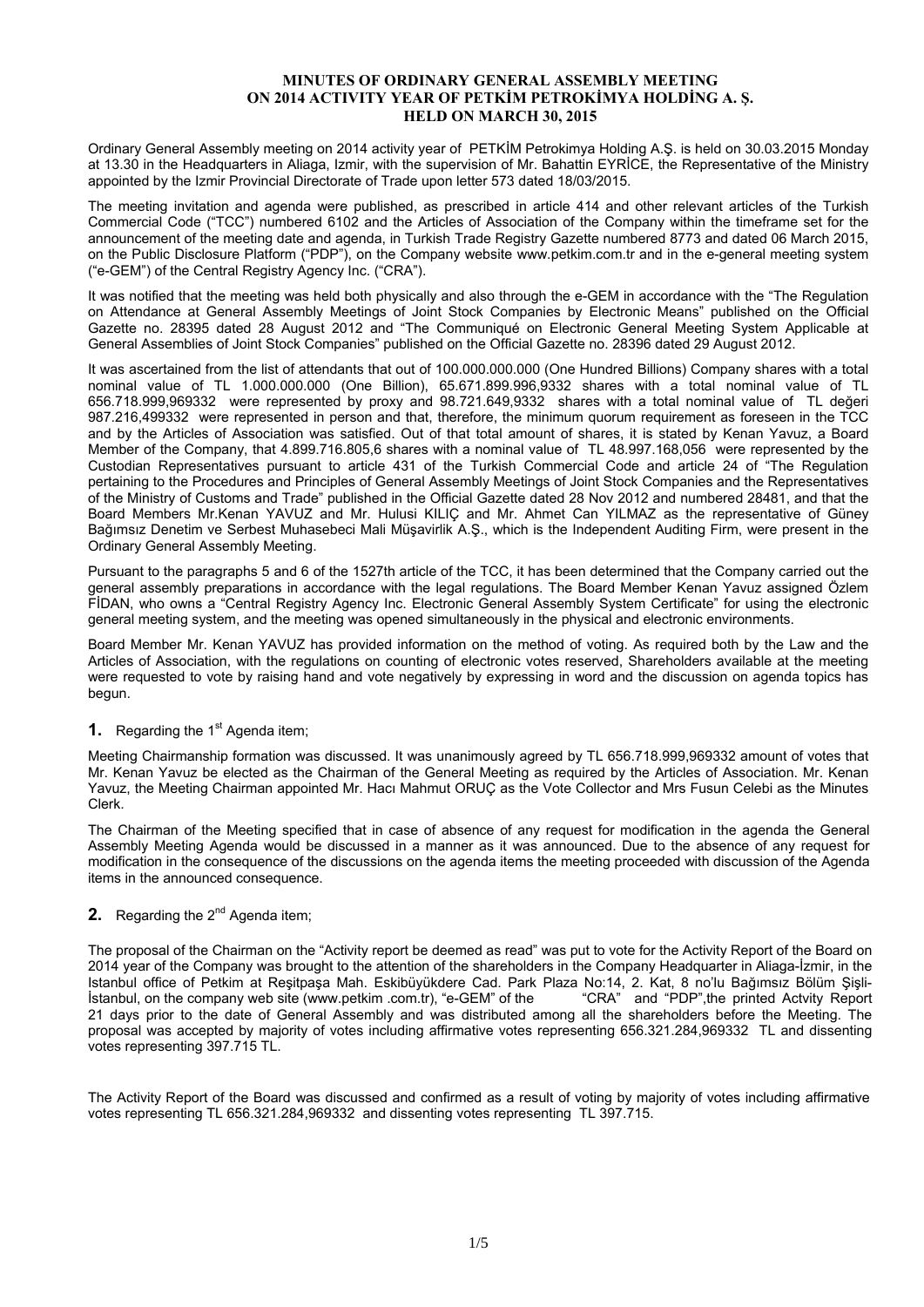**MINUTES OF ORDINARY GENERAL ASSEMBLY MEETING ON 2014 ACTIVITY YEAR OF PETKİM PETROKİMYA HOLDİNG A. Ş. HELD ON MARCH 30, 2015**

Ordinary General Assembly meeting on 2014 activity year of PETKİM Petrokimya Holding A.Ş. is held on 30.03.2015 Monday at 13.30 in the Headquarters in Aliaga, Izmir, with the supervision of Mr. Bahattin EYRİCE, the Representative of the Ministry appointed by the Izmir Provincial Directorate of Trade upon letter 573 dated 18/03/2015.

The meeting invitation and agenda were published, as prescribed in article 414 and other relevant articles of the Turkish Commercial Code ("TCC") numbered 6102 and the Articles of Association of the Company within the timeframe set for the announcement of the meeting date and agenda, in Turkish Trade Registry Gazette numbered 8773 and dated 06 March 2015, on the Public Disclosure Platform ("PDP"), on the Company website www.petkim.com.tr and in the e-general meeting system ("e-GEM") of the Central Registry Agency Inc. ("CRA").

It was notified that the meeting was held both physically and also through the e-GEM in accordance with the "The Regulation on Attendance at General Assembly Meetings of Joint Stock Companies by Electronic Means" published on the Official Gazette no. 28395 dated 28 August 2012 and "The Communiqué on Electronic General Meeting System Applicable at General Assemblies of Joint Stock Companies" published on the Official Gazette no. 28396 dated 29 August 2012.

It was ascertained from the list of attendants that out of 100.000.000.000 (One Hundred Billions) Company shares with a total nominal value of TL 1.000.000.000 (One Billion), 65.671.899.996,9332 shares with a total nominal value of TL 656.718.999,969332 were represented by proxy and 98.721.649,9332 shares with a total nominal value of TL değeri 987.216,499332 were represented in person and that, therefore, the minimum quorum requirement as foreseen in the TCC and by the Articles of Association was satisfied. Out of that total amount of shares, it is stated by Kenan Yavuz, a Board Member of the Company, that 4.899.716.805,6 shares with a nominal value of TL 48.997.168,056 were represented by the Custodian Representatives pursuant to article 431 of the Turkish Commercial Code and article 24 of "The Regulation pertaining to the Procedures and Principles of General Assembly Meetings of Joint Stock Companies and the Representatives of the Ministry of Customs and Trade" published in the Official Gazette dated 28 Nov 2012 and numbered 28481, and that the Board Members Mr.Kenan YAVUZ and Mr. Hulusi KILIÇ and Mr. Ahmet Can YILMAZ as the representative of Güney Bağımsız Denetim ve Serbest Muhasebeci Mali Müşavirlik A.Ş., which is the Independent Auditing Firm, were present in the Ordinary General Assembly Meeting.

Pursuant to the paragraphs 5 and 6 of the 1527th article of the TCC, it has been determined that the Company carried out the general assembly preparations in accordance with the legal regulations. The Board Member Kenan Yavuz assigned Özlem FİDAN, who owns a "Central Registry Agency Inc. Electronic General Assembly System Certificate" for using the electronic general meeting system, and the meeting was opened simultaneously in the physical and electronic environments.

Board Member Mr. Kenan YAVUZ has provided information on the method of voting. As required both by the Law and the Articles of Association, with the regulations on counting of electronic votes reserved, Shareholders available at the meeting were requested to vote by raising hand and vote negatively by expressing in word and the discussion on agenda topics has begun.

**1.** Regarding the 1st Agenda item;

Meeting Chairmanship formation was discussed. It was unanimously agreed by TL 656.718.999,969332 amount of votes that Mr. Kenan Yavuz be elected as the Chairman of the General Meeting as required by the Articles of Association. Mr. Kenan Yavuz, the Meeting Chairman appointed Mr. Hacı Mahmut ORUÇ as the Vote Collector and Mrs Fusun Celebi as the Minutes Clerk.

The Chairman of the Meeting specified that in case of absence of any request for modification in the agenda the General Assembly Meeting Agenda would be discussed in a manner as it was announced. Due to the absence of any request for modification in the consequence of the discussions on the agenda items the meeting proceeded with discussion of the Agenda items in the announced consequence.

**2.** Regarding the 2nd Agenda item;

The proposal of the Chairman on the "Activity report be deemed as read" was put to vote for the Activity Report of the Board on 2014 year of the Company was brought to the attention of the shareholders in the Company Headquarter in Aliaga-İzmir, in the Istanbul office of Petkim at Reşitpaşa Mah. Eskibüyükdere Cad. Park Plaza No:14, 2. Kat, 8 no'lu Bağımsız Bölüm Şişli-İstanbul, on the company web site (www.petkim .com.tr), "e-GEM" of the "CRA" and "PDP",the printed Actvity Report 21 days prior to the date of General Assembly and was distributed among all the shareholders before the Meeting. The proposal was accepted by majority of votes including affirmative votes representing 656.321.284,969332 TL and dissenting votes representing 397.715 TL.

The Activity Report of the Board was discussed and confirmed as a result of voting by majority of votes including affirmative votes representing TL 656.321.284,969332 and dissenting votes representing TL 397.715.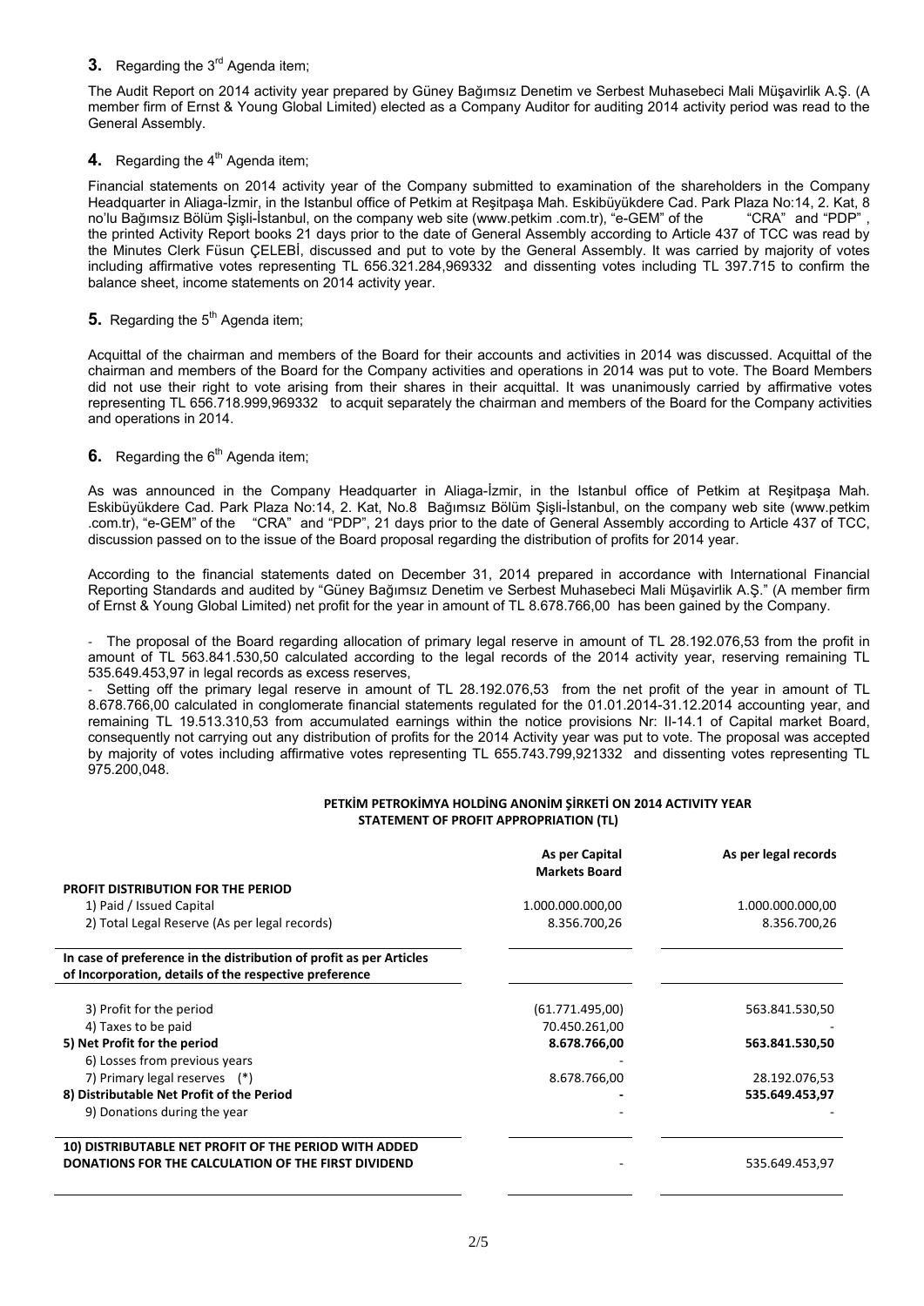**3.** Regarding the 3rd Agenda item;

The Audit Report on 2014 activity year prepared by Güney Bağımsız Denetim ve Serbest Muhasebeci Mali Müşavirlik A.Ş. (A member firm of Ernst & Young Global Limited) elected as a Company Auditor for auditing 2014 activity period was read to the General Assembly.

**4.** Regarding the 4th Agenda item;

Financial statements on 2014 activity year of the Company submitted to examination of the shareholders in the Company Headquarter in Aliaga-İzmir, in the Istanbul office of Petkim at Reşitpaşa Mah. Eskibüyükdere Cad. Park Plaza No:14, 2. Kat, 8 no'lu Bağımsız Bölüm Şişli-İstanbul, on the company web site (www.petkim .com.tr), "e-GEM" of the "CRA" and "PDP", the printed Activity Report books 21 days prior to the date of General Assembly according to Article 437 of TCC was read by the Minutes Clerk Füsun ÇELEBİ, discussed and put to vote by the General Assembly. It was carried by majority of votes including affirmative votes representing TL 656.321.284,969332 and dissenting votes including TL 397.715 to confirm the balance sheet, income statements on 2014 activity year.

**5.** Regarding the 5th Agenda item;

Acquittal of the chairman and members of the Board for their accounts and activities in 2014 was discussed. Acquittal of the chairman and members of the Board for the Company activities and operations in 2014 was put to vote. The Board Members did not use their right to vote arising from their shares in their acquittal. It was unanimously carried by affirmative votes representing TL 656.718.999,969332 to acquit separately the chairman and members of the Board for the Company activities and operations in 2014.

**6.** Regarding the 6th Agenda item;

As was announced in the Company Headquarter in Aliaga-İzmir, in the Istanbul office of Petkim at Reşitpaşa Mah. Eskibüyükdere Cad. Park Plaza No:14, 2. Kat, No.8 Bağımsız Bölüm Şişli-İstanbul, on the company web site (www.petkim .com.tr), "e-GEM" of the "CRA" and "PDP", 21 days prior to the date of General Assembly according to Article 437 of TCC, discussion passed on to the issue of the Board proposal regarding the distribution of profits for 2014 year.

According to the financial statements dated on December 31, 2014 prepared in accordance with International Financial Reporting Standards and audited by "Güney Bağımsız Denetim ve Serbest Muhasebeci Mali Müşavirlik A.Ş." (A member firm of Ernst & Young Global Limited) net profit for the year in amount of TL 8.678.766,00 has been gained by the Company.

- The proposal of the Board regarding allocation of primary legal reserve in amount of TL 28.192.076,53 from the profit in amount of TL 563.841.530,50 calculated according to the legal records of the 2014 activity year, reserving remaining TL 535.649.453,97 in legal records as excess reserves,
- Setting off the primary legal reserve in amount of TL 28.192.076,53 from the net profit of the year in amount of TL 8.678.766,00 calculated in conglomerate financial statements regulated for the 01.01.2014-31.12.2014 accounting year, and remaining TL 19.513.310,53 from accumulated earnings within the notice provisions Nr: II-14.1 of Capital market Board, consequently not carrying out any distribution of profits for the 2014 Activity year was put to vote. The proposal was accepted by majority of votes including affirmative votes representing TL 655.743.799,921332 and dissenting votes representing TL 975.200,048.

**PETKİM PETROKİMYA HOLDİNG ANONİM ŞİRKETİ ON 2014 ACTIVITY YEAR STATEMENT OF PROFIT APPROPRIATION (TL)**

| | As per Capital Markets Board | As per legal records |
|---|---|---|
| **PROFIT DISTRIBUTION FOR THE PERIOD** | | |
| 1) Paid / Issued Capital | 1.000.000.000,00 | 1.000.000.000,00 |
| 2) Total Legal Reserve (As per legal records) | 8.356.700,26 | 8.356.700,26 |
| **In case of preference in the distribution of profit as per Articles of Incorporation, details of the respective preference** | | |
| 3) Profit for the period | (61.771.495,00) | 563.841.530,50 |
| 4) Taxes to be paid | 70.450.261,00 | - |
| **5) Net Profit for the period** | **8.678.766,00** | **563.841.530,50** |
| 6) Losses from previous years | - | |
| 7) Primary legal reserves (*) | 8.678.766,00 | 28.192.076,53 |
| **8) Distributable Net Profit of the Period** | **-** | **535.649.453,97** |
| 9) Donations during the year | - | - |
| **10) DISTRIBUTABLE NET PROFIT OF THE PERIOD WITH ADDED DONATIONS FOR THE CALCULATION OF THE FIRST DIVIDEND** | - | 535.649.453,97 |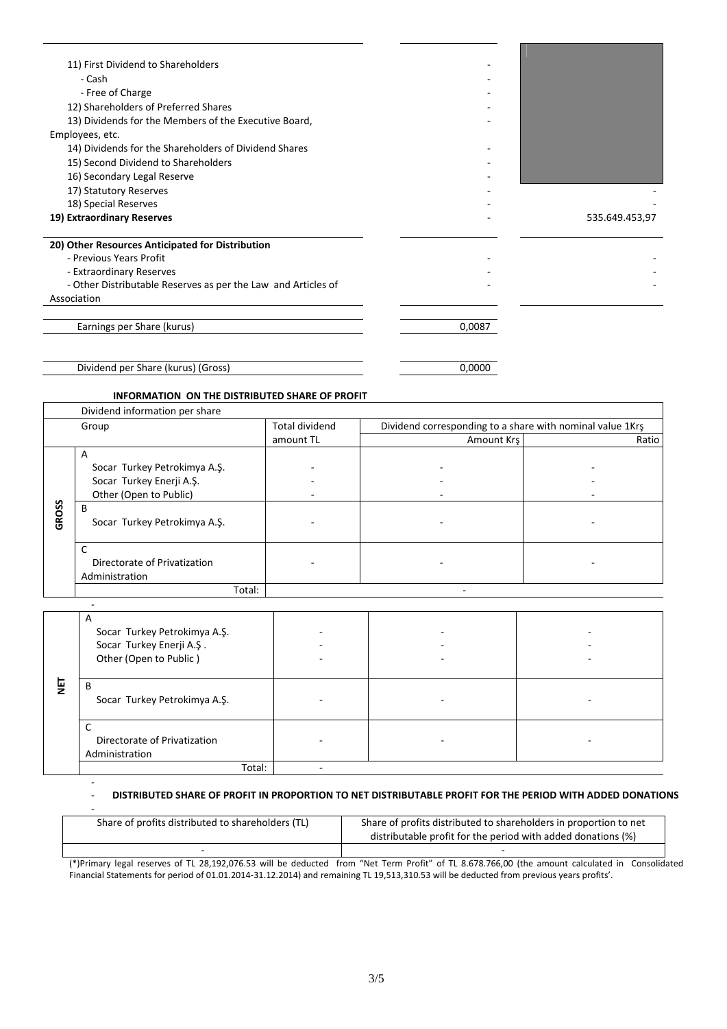| | | |
|---|---|---|
| 11) First Dividend to Shareholders | - | |
| - Cash | - | |
| - Free of Charge | - | |
| 12) Shareholders of Preferred Shares | - | |
| 13) Dividends for the Members of the Executive Board, Employees, etc. | - | |
| 14) Dividends for the Shareholders of Dividend Shares | - | |
| 15) Second Dividend to Shareholders | - | |
| 16) Secondary Legal Reserve | - | |
| 17) Statutory Reserves | - | - |
| 18) Special Reserves | - | - |
| **19) Extraordinary Reserves** | - | 535.649.453,97 |

| | | |
|---|---|---|
| **20) Other Resources Anticipated for Distribution** | | |
| - Previous Years Profit | - | - |
| - Extraordinary Reserves | - | - |
| - Other Distributable Reserves as per the Law and Articles of Association | - | - |

| | |
|---|---|
| Earnings per Share (kurus) | 0,0087 |

| | |
|---|---|
| Dividend per Share (kurus) (Gross) | 0,0000 |

**INFORMATION ON THE DISTRIBUTED SHARE OF PROFIT**

| Dividend information per share | | | | |
|---|---|---|---|---|
| | Group | Total dividend amount TL | Dividend corresponding to a share with nominal value 1Krş | |
| | | | Amount Krş | Ratio |
| **GROSS** | A | | | |
| | Socar Turkey Petrokimya A.Ş. | - | - | - |
| | Socar Turkey Enerji A.Ş. | - | - | - |
| | Other (Open to Public) | - | - | - |
| | B | | | |
| | Socar Turkey Petrokimya A.Ş. | - | - | - |
| | C | | | |
| | Directorate of Privatization Administration | - | - | - |
| | Total: | - | | |

| | Group | Total dividend amount TL | Amount Krş | Ratio |
|---|---|---|---|---|
| **NET** | A | | | |
| | Socar Turkey Petrokimya A.Ş. | - | - | - |
| | Socar Turkey Enerji A.Ş . | - | - | - |
| | Other (Open to Public ) | - | - | - |
| | B | | | |
| | Socar Turkey Petrokimya A.Ş. | - | - | - |
| | C | | | |
| | Directorate of Privatization Administration | - | - | - |
| | Total: | - | | |

**DISTRIBUTED SHARE OF PROFIT IN PROPORTION TO NET DISTRIBUTABLE PROFIT FOR THE PERIOD WITH ADDED DONATIONS**

| Share of profits distributed to shareholders (TL) | Share of profits distributed to shareholders in proportion to net distributable profit for the period with added donations (%) |
|---|---|
| - | - |

(*)Primary legal reserves of TL 28,192,076.53 will be deducted from "Net Term Profit" of TL 8.678.766,00 (the amount calculated in Consolidated Financial Statements for period of 01.01.2014-31.12.2014) and remaining TL 19,513,310.53 will be deducted from previous years profits'.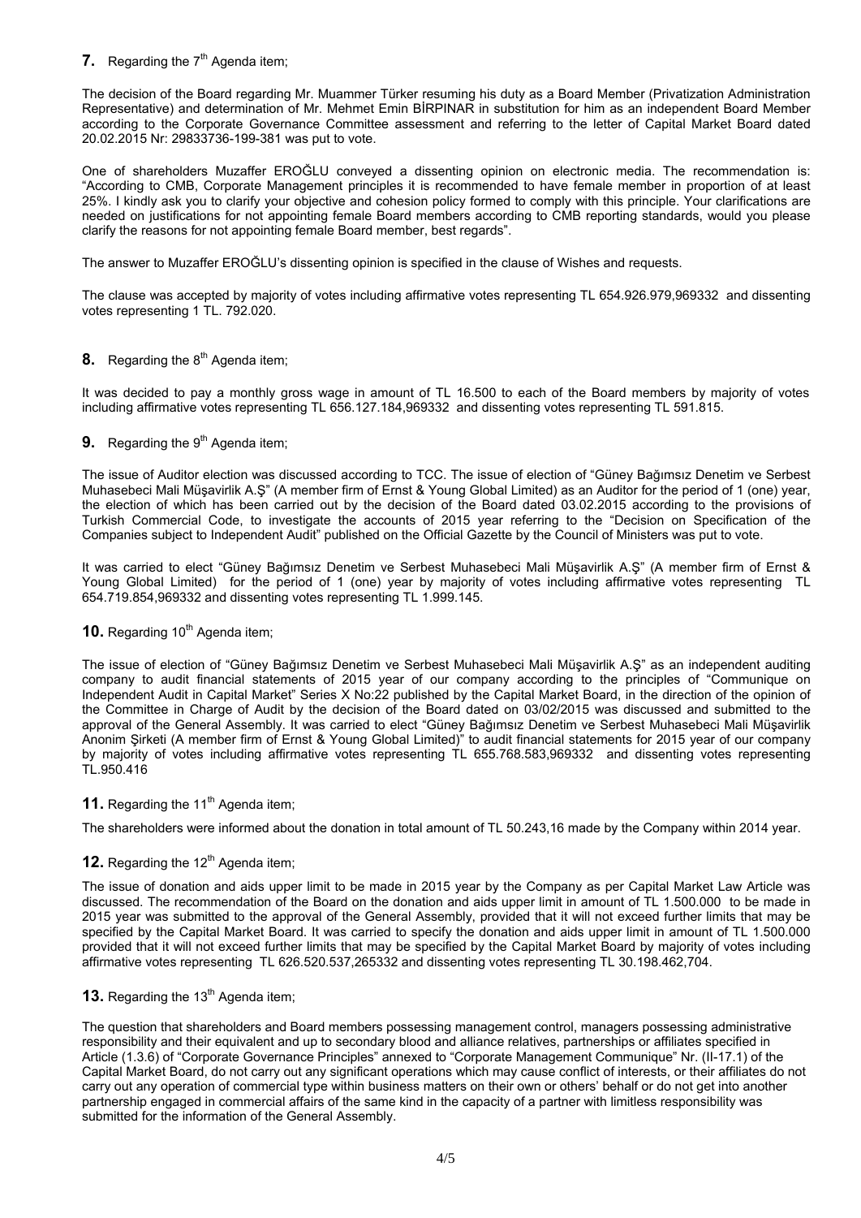**7.** Regarding the 7th Agenda item;

The decision of the Board regarding Mr. Muammer Türker resuming his duty as a Board Member (Privatization Administration Representative) and determination of Mr. Mehmet Emin BİRPINAR in substitution for him as an independent Board Member according to the Corporate Governance Committee assessment and referring to the letter of Capital Market Board dated 20.02.2015 Nr: 29833736-199-381 was put to vote.

One of shareholders Muzaffer EROĞLU conveyed a dissenting opinion on electronic media. The recommendation is: "According to CMB, Corporate Management principles it is recommended to have female member in proportion of at least 25%. I kindly ask you to clarify your objective and cohesion policy formed to comply with this principle. Your clarifications are needed on justifications for not appointing female Board members according to CMB reporting standards, would you please clarify the reasons for not appointing female Board member, best regards".

The answer to Muzaffer EROĞLU's dissenting opinion is specified in the clause of Wishes and requests.

The clause was accepted by majority of votes including affirmative votes representing TL 654.926.979,969332 and dissenting votes representing 1 TL. 792.020.

**8.** Regarding the 8th Agenda item;

It was decided to pay a monthly gross wage in amount of TL 16.500 to each of the Board members by majority of votes including affirmative votes representing TL 656.127.184,969332 and dissenting votes representing TL 591.815.

**9.** Regarding the 9th Agenda item;

The issue of Auditor election was discussed according to TCC. The issue of election of "Güney Bağımsız Denetim ve Serbest Muhasebeci Mali Müşavirlik A.Ş" (A member firm of Ernst & Young Global Limited) as an Auditor for the period of 1 (one) year, the election of which has been carried out by the decision of the Board dated 03.02.2015 according to the provisions of Turkish Commercial Code, to investigate the accounts of 2015 year referring to the "Decision on Specification of the Companies subject to Independent Audit" published on the Official Gazette by the Council of Ministers was put to vote.

It was carried to elect "Güney Bağımsız Denetim ve Serbest Muhasebeci Mali Müşavirlik A.Ş" (A member firm of Ernst & Young Global Limited) for the period of 1 (one) year by majority of votes including affirmative votes representing TL 654.719.854,969332 and dissenting votes representing TL 1.999.145.

**10.** Regarding 10th Agenda item;

The issue of election of "Güney Bağımsız Denetim ve Serbest Muhasebeci Mali Müşavirlik A.Ş" as an independent auditing company to audit financial statements of 2015 year of our company according to the principles of "Communique on Independent Audit in Capital Market" Series X No:22 published by the Capital Market Board, in the direction of the opinion of the Committee in Charge of Audit by the decision of the Board dated on 03/02/2015 was discussed and submitted to the approval of the General Assembly. It was carried to elect "Güney Bağımsız Denetim ve Serbest Muhasebeci Mali Müşavirlik Anonim Şirketi (A member firm of Ernst & Young Global Limited)" to audit financial statements for 2015 year of our company by majority of votes including affirmative votes representing TL 655.768.583,969332 and dissenting votes representing TL.950.416

**11.** Regarding the 11th Agenda item;

The shareholders were informed about the donation in total amount of TL 50.243,16 made by the Company within 2014 year.

**12.** Regarding the 12th Agenda item;

The issue of donation and aids upper limit to be made in 2015 year by the Company as per Capital Market Law Article was discussed. The recommendation of the Board on the donation and aids upper limit in amount of TL 1.500.000 to be made in 2015 year was submitted to the approval of the General Assembly, provided that it will not exceed further limits that may be specified by the Capital Market Board. It was carried to specify the donation and aids upper limit in amount of TL 1.500.000 provided that it will not exceed further limits that may be specified by the Capital Market Board by majority of votes including affirmative votes representing TL 626.520.537,265332 and dissenting votes representing TL 30.198.462,704.

**13.** Regarding the 13th Agenda item;

The question that shareholders and Board members possessing management control, managers possessing administrative responsibility and their equivalent and up to secondary blood and alliance relatives, partnerships or affiliates specified in Article (1.3.6) of "Corporate Governance Principles" annexed to "Corporate Management Communique" Nr. (II-17.1) of the Capital Market Board, do not carry out any significant operations which may cause conflict of interests, or their affiliates do not carry out any operation of commercial type within business matters on their own or others' behalf or do not get into another partnership engaged in commercial affairs of the same kind in the capacity of a partner with limitless responsibility was submitted for the information of the General Assembly.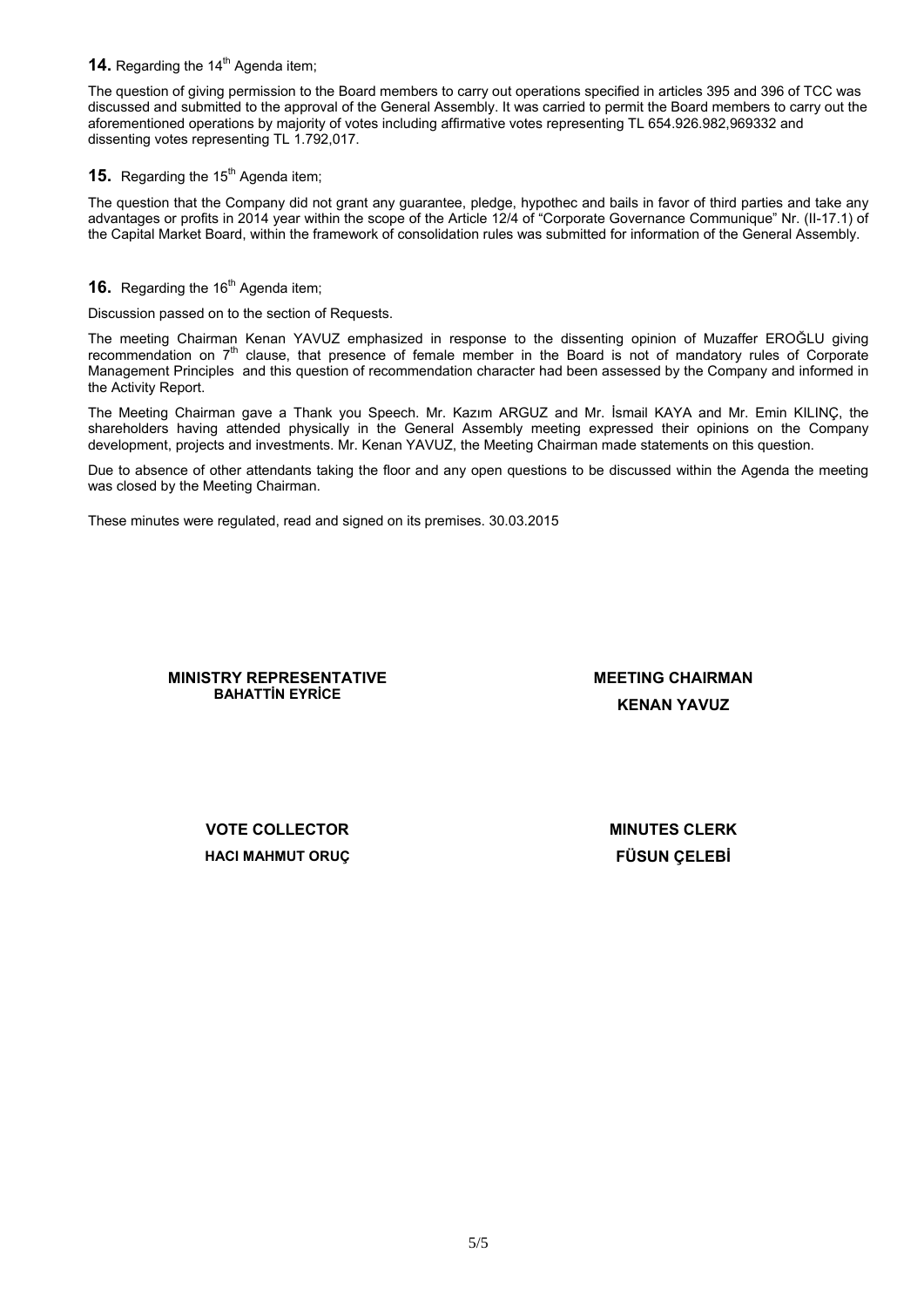**14.** Regarding the 14th Agenda item;

The question of giving permission to the Board members to carry out operations specified in articles 395 and 396 of TCC was discussed and submitted to the approval of the General Assembly. It was carried to permit the Board members to carry out the aforementioned operations by majority of votes including affirmative votes representing TL 654.926.982,969332 and dissenting votes representing TL 1.792,017.

**15.** Regarding the 15th Agenda item;

The question that the Company did not grant any guarantee, pledge, hypothec and bails in favor of third parties and take any advantages or profits in 2014 year within the scope of the Article 12/4 of "Corporate Governance Communique" Nr. (II-17.1) of the Capital Market Board, within the framework of consolidation rules was submitted for information of the General Assembly.

**16.** Regarding the 16th Agenda item;

Discussion passed on to the section of Requests.

The meeting Chairman Kenan YAVUZ emphasized in response to the dissenting opinion of Muzaffer EROĞLU giving recommendation on 7th clause, that presence of female member in the Board is not of mandatory rules of Corporate Management Principles and this question of recommendation character had been assessed by the Company and informed in the Activity Report.

The Meeting Chairman gave a Thank you Speech. Mr. Kazım ARGUZ and Mr. İsmail KAYA and Mr. Emin KILINÇ, the shareholders having attended physically in the General Assembly meeting expressed their opinions on the Company development, projects and investments. Mr. Kenan YAVUZ, the Meeting Chairman made statements on this question.

Due to absence of other attendants taking the floor and any open questions to be discussed within the Agenda the meeting was closed by the Meeting Chairman.

These minutes were regulated, read and signed on its premises. 30.03.2015

**MINISTRY REPRESENTATIVE**
**BAHATTİN EYRİCE**

**MEETING CHAIRMAN**
**KENAN YAVUZ**

**VOTE COLLECTOR**
**HACI MAHMUT ORUÇ**

**MINUTES CLERK**
**FÜSUN ÇELEBİ**